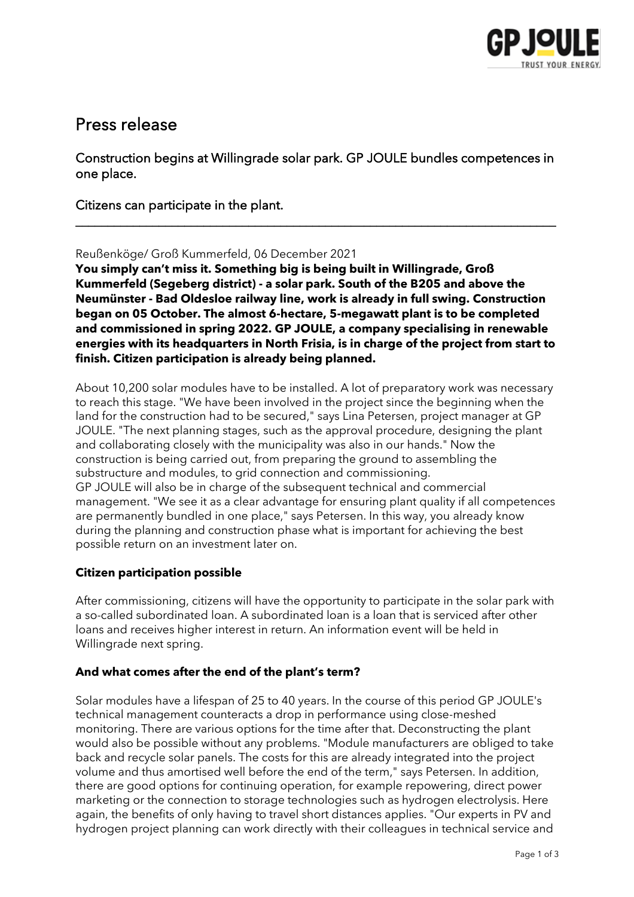# Press release

## Construction begins at Willingrade solar park. GP JOULE bundles competences in one place.

## Citizens can participate in the plant.

---

Reußenköge/ Groß Kummerfeld, 06 December 2021

**You simply can't miss it. Something big is being built in Willingrade, Groß Kummerfeld (Segeberg district) - a solar park. South of the B205 and above the Neumünster - Bad Oldesloe railway line, work is already in full swing. Construction began on 05 October. The almost 6-hectare, 5-megawatt plant is to be completed and commissioned in spring 2022. GP JOULE, a company specialising in renewable energies with its headquarters in North Frisia, is in charge of the project from start to finish. Citizen participation is already being planned.**

About 10,200 solar modules have to be installed. A lot of preparatory work was necessary to reach this stage. "We have been involved in the project since the beginning when the land for the construction had to be secured," says Lina Petersen, project manager at GP JOULE. "The next planning stages, such as the approval procedure, designing the plant and collaborating closely with the municipality was also in our hands." Now the construction is being carried out, from preparing the ground to assembling the substructure and modules, to grid connection and commissioning.

GP JOULE will also be in charge of the subsequent technical and commercial management. "We see it as a clear advantage for ensuring plant quality if all competences are permanently bundled in one place," says Petersen. In this way, you already know during the planning and construction phase what is important for achieving the best possible return on an investment later on.

**Citizen participation possible**

After commissioning, citizens will have the opportunity to participate in the solar park with a so-called subordinated loan. A subordinated loan is a loan that is serviced after other loans and receives higher interest in return. An information event will be held in Willingrade next spring.

**And what comes after the end of the plant's term?**

Solar modules have a lifespan of 25 to 40 years. In the course of this period GP JOULE's technical management counteracts a drop in performance using close-meshed monitoring. There are various options for the time after that. Deconstructing the plant would also be possible without any problems. "Module manufacturers are obliged to take back and recycle solar panels. The costs for this are already integrated into the project volume and thus amortised well before the end of the term," says Petersen. In addition, there are good options for continuing operation, for example repowering, direct power marketing or the connection to storage technologies such as hydrogen electrolysis. Here again, the benefits of only having to travel short distances applies. "Our experts in PV and hydrogen project planning can work directly with their colleagues in technical service and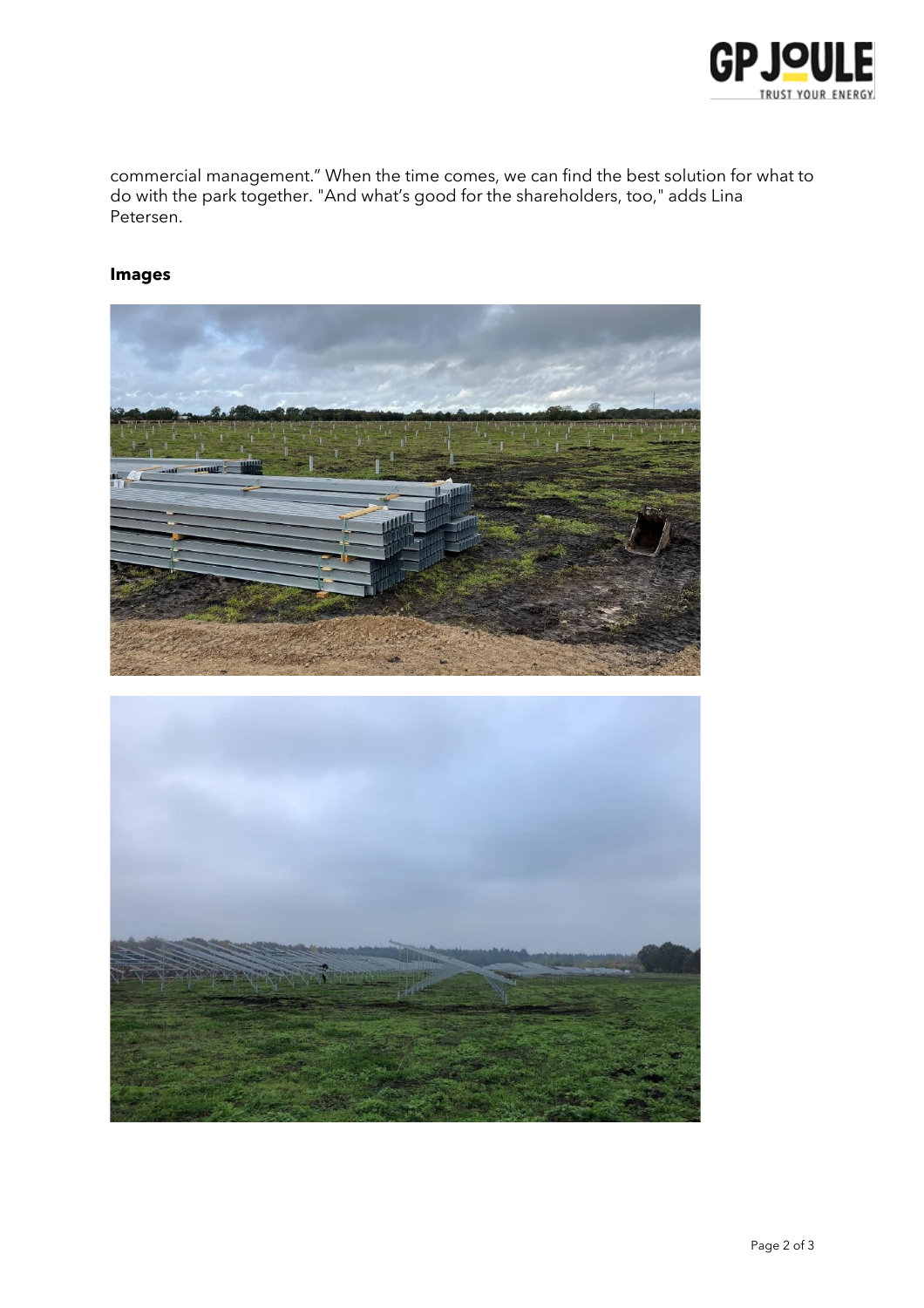commercial management." When the time comes, we can find the best solution for what to do with the park together. "And what's good for the shareholders, too," adds Lina Petersen.

**Images**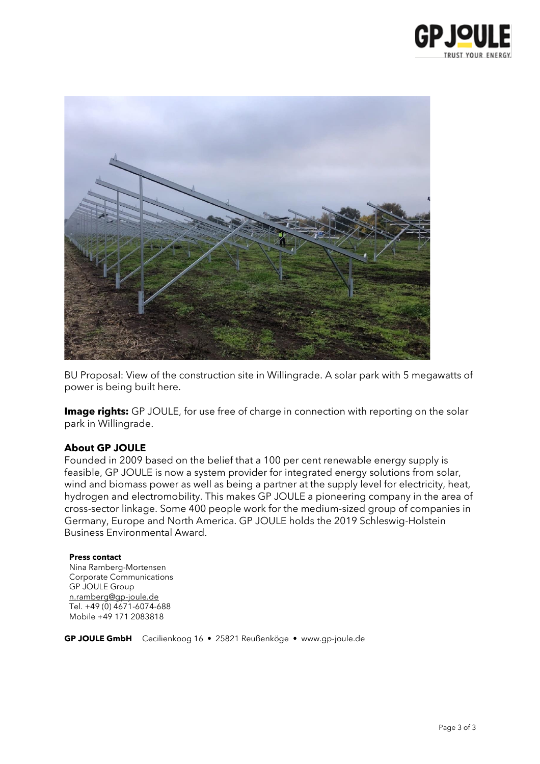BU Proposal: View of the construction site in Willingrade. A solar park with 5 megawatts of power is being built here.

**Image rights:** GP JOULE, for use free of charge in connection with reporting on the solar park in Willingrade.

### About GP JOULE

Founded in 2009 based on the belief that a 100 per cent renewable energy supply is feasible, GP JOULE is now a system provider for integrated energy solutions from solar, wind and biomass power as well as being a partner at the supply level for electricity, heat, hydrogen and electromobility. This makes GP JOULE a pioneering company in the area of cross-sector linkage. Some 400 people work for the medium-sized group of companies in Germany, Europe and North America. GP JOULE holds the 2019 Schleswig-Holstein Business Environmental Award.

**Press contact**
Nina Ramberg-Mortensen
Corporate Communications
GP JOULE Group
n.ramberg@gp-joule.de
Tel. +49 (0) 4671-6074-688
Mobile +49 171 2083818

**GP JOULE GmbH** Cecilienkoog 16 • 25821 Reußenköge • www.gp-joule.de